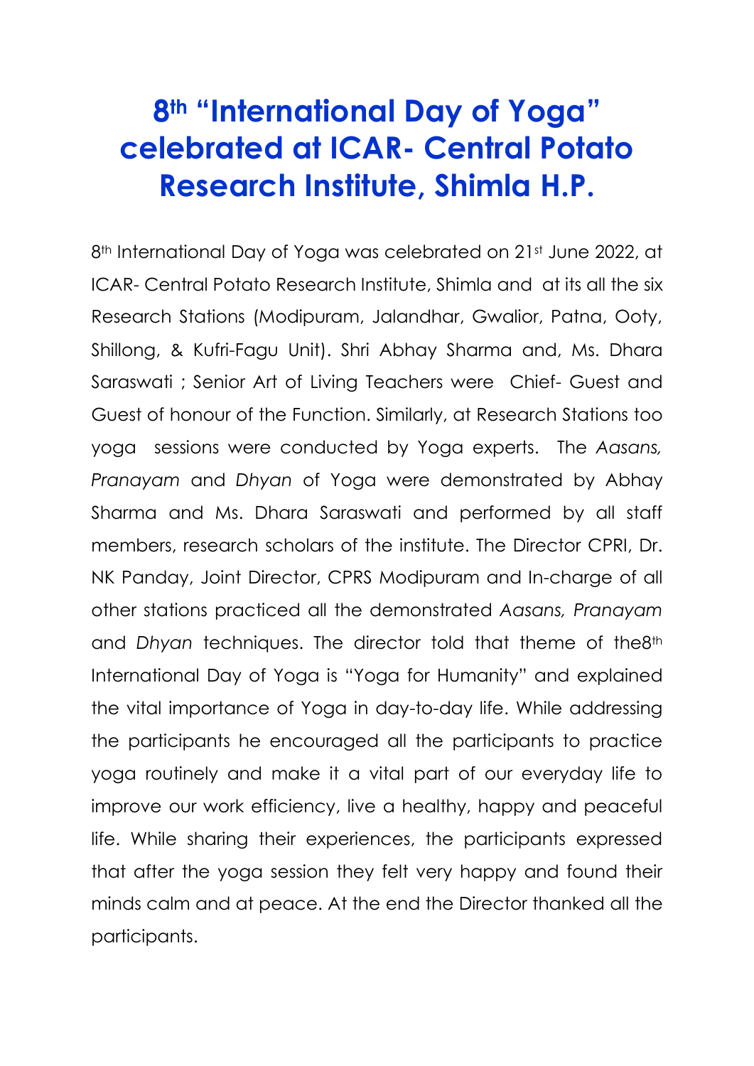# 8th "International Day of Yoga" celebrated at ICAR- Central Potato Research Institute, Shimla H.P.

8th International Day of Yoga was celebrated on 21st June 2022, at ICAR- Central Potato Research Institute, Shimla and at its all the six Research Stations (Modipuram, Jalandhar, Gwalior, Patna, Ooty, Shillong, & Kufri-Fagu Unit). Shri Abhay Sharma and, Ms. Dhara Saraswati ; Senior Art of Living Teachers were Chief- Guest and Guest of honour of the Function. Similarly, at Research Stations too yoga sessions were conducted by Yoga experts. The *Aasans, Pranayam* and *Dhyan* of Yoga were demonstrated by Abhay Sharma and Ms. Dhara Saraswati and performed by all staff members, research scholars of the institute. The Director CPRI, Dr. NK Panday, Joint Director, CPRS Modipuram and In-charge of all other stations practiced all the demonstrated *Aasans, Pranayam* and *Dhyan* techniques. The director told that theme of the8th International Day of Yoga is "Yoga for Humanity" and explained the vital importance of Yoga in day-to-day life. While addressing the participants he encouraged all the participants to practice yoga routinely and make it a vital part of our everyday life to improve our work efficiency, live a healthy, happy and peaceful life. While sharing their experiences, the participants expressed that after the yoga session they felt very happy and found their minds calm and at peace. At the end the Director thanked all the participants.